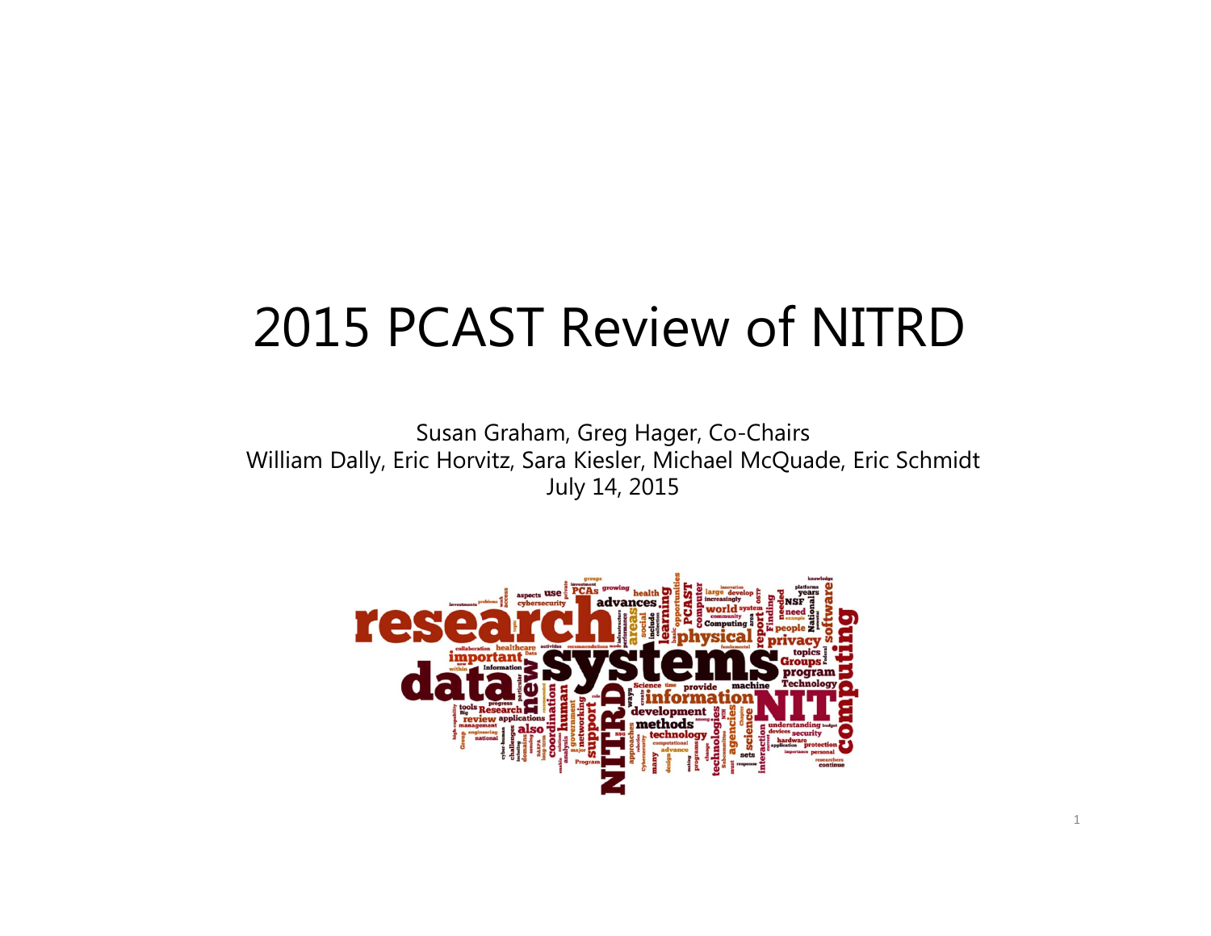# 2015 PCAST Review of NITRD

Susan Graham, Greg Hager, Co-Chairs
William Dally, Eric Horvitz, Sara Kiesler, Michael McQuade, Eric Schmidt
July 14, 2015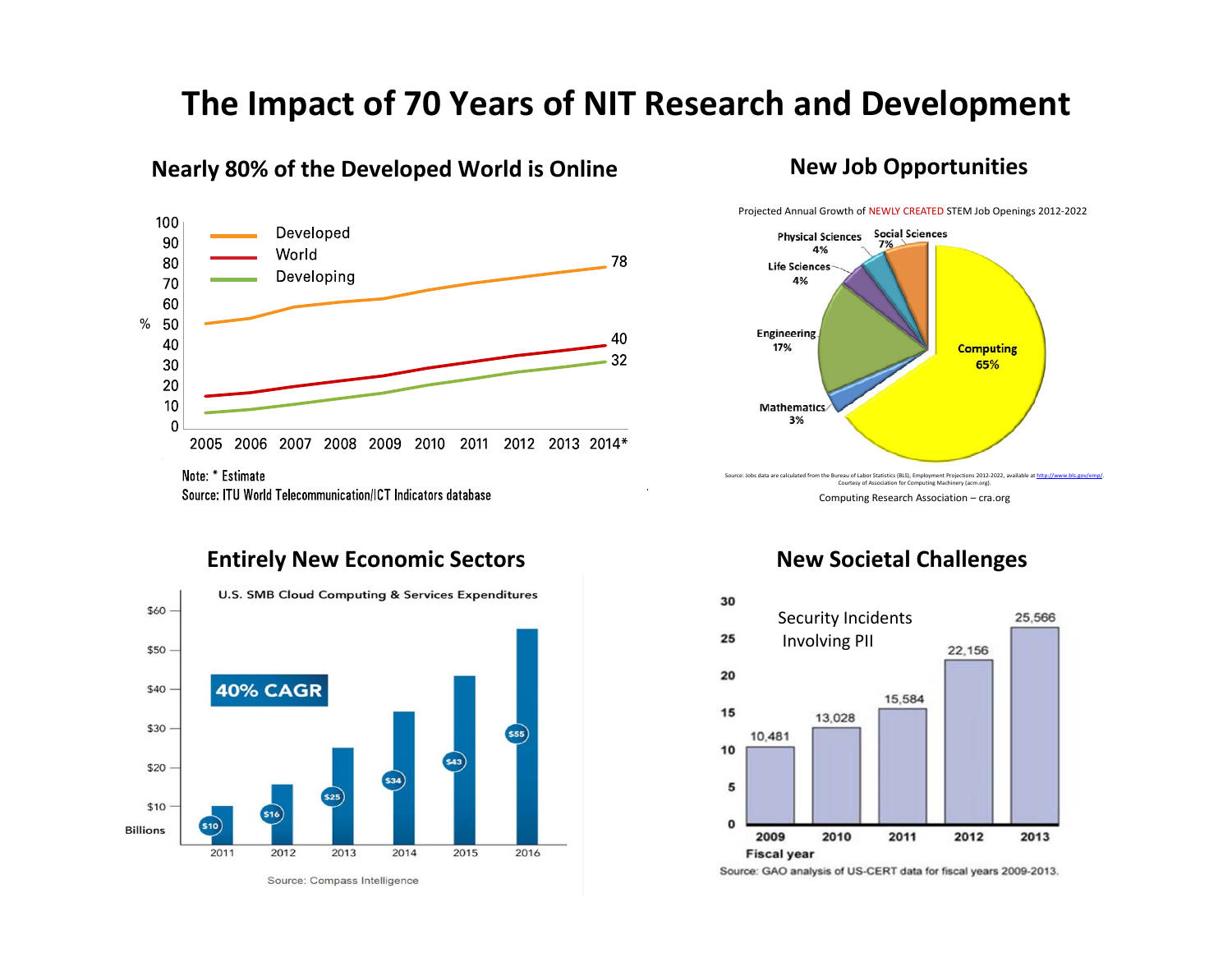# The Impact of 70 Years of NIT Research and Development

## Nearly 80% of the Developed World is Online

| % | 2005 | 2006 | 2007 | 2008 | 2009 | 2010 | 2011 | 2012 | 2013 | 2014* |
|---|---|---|---|---|---|---|---|---|---|---|
| Developed | | | | | | | | | | 78 |
| World | | | | | | | | | | 40 |
| Developing | | | | | | | | | | 32 |

Note: * Estimate

Source: ITU World Telecommunication/ICT Indicators database

## New Job Opportunities

Projected Annual Growth of NEWLY CREATED STEM Job Openings 2012-2022

| Field | Share |
|---|---|
| Computing | 65% |
| Engineering | 17% |
| Social Sciences | 7% |
| Physical Sciences | 4% |
| Life Sciences | 4% |
| Mathematics | 3% |

Source: Jobs data are calculated from the Bureau of Labor Statistics (BLS), Employment Projections 2012-2022, available at http://www.bls.gov/emp/. Courtesy of Association for Computing Machinery (acm.org).

Computing Research Association – cra.org

## Entirely New Economic Sectors

U.S. SMB Cloud Computing & Services Expenditures

40% CAGR

| Year | Billions |
|---|---|
| 2011 | $10 |
| 2012 | $16 |
| 2013 | $25 |
| 2014 | $34 |
| 2015 | $43 |
| 2016 | $55 |

Source: Compass Intelligence

## New Societal Challenges

Security Incidents Involving PII

| Fiscal year | Incidents |
|---|---|
| 2009 | 10,481 |
| 2010 | 13,028 |
| 2011 | 15,584 |
| 2012 | 22,156 |
| 2013 | 25,566 |

Source: GAO analysis of US-CERT data for fiscal years 2009-2013.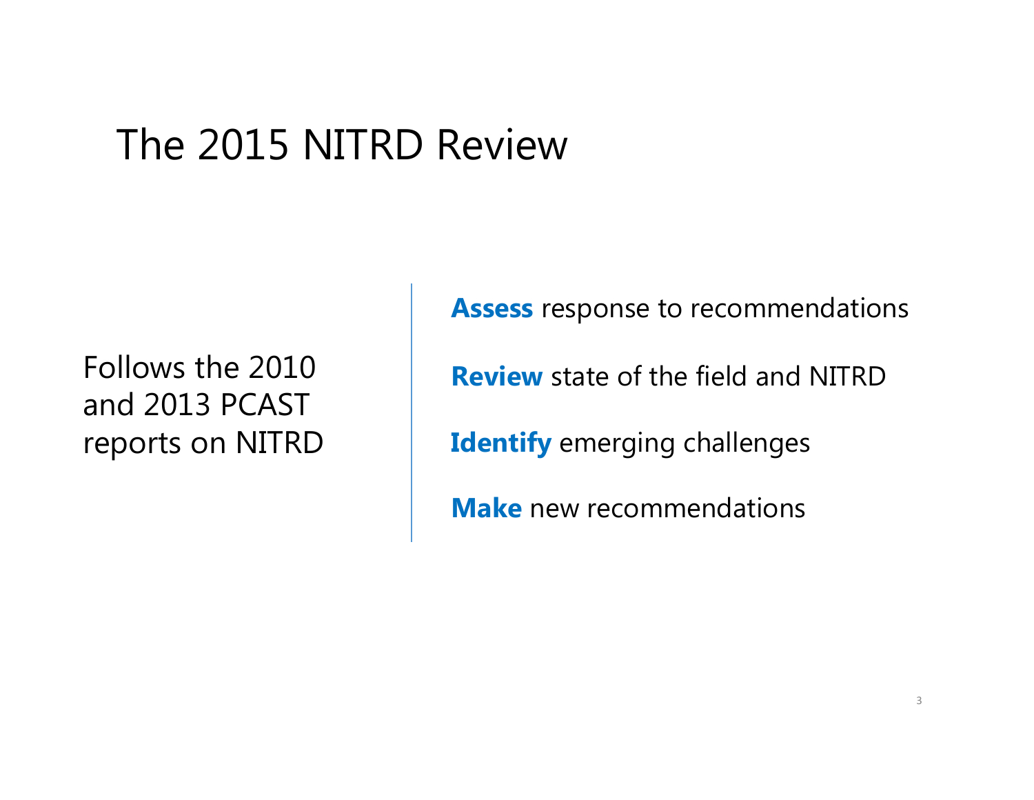# The 2015 NITRD Review

Follows the 2010 and 2013 PCAST reports on NITRD

**Assess** response to recommendations

**Review** state of the field and NITRD

**Identify** emerging challenges

**Make** new recommendations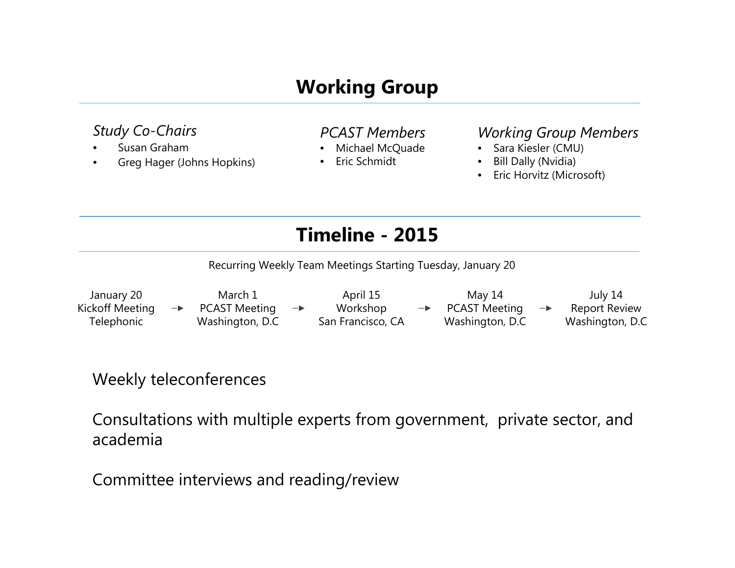## Working Group

*Study Co-Chairs*

- Susan Graham
- Greg Hager (Johns Hopkins)

*PCAST Members*

- Michael McQuade
- Eric Schmidt

*Working Group Members*

- Sara Kiesler (CMU)
- Bill Dally (Nvidia)
- Eric Horvitz (Microsoft)

## Timeline - 2015

Recurring Weekly Team Meetings Starting Tuesday, January 20

January 20 Kickoff Meeting Telephonic → March 1 PCAST Meeting Washington, D.C → April 15 Workshop San Francisco, CA → May 14 PCAST Meeting Washington, D.C → July 14 Report Review Washington, D.C

Weekly teleconferences

Consultations with multiple experts from government, private sector, and academia

Committee interviews and reading/review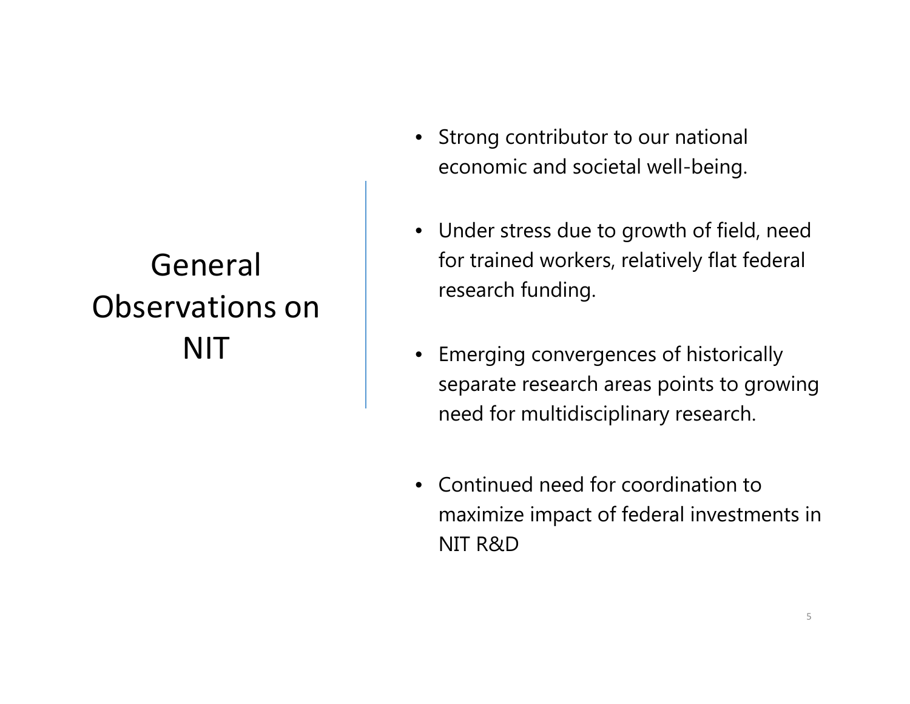# General Observations on NIT

- Strong contributor to our national economic and societal well-being.
- Under stress due to growth of field, need for trained workers, relatively flat federal research funding.
- Emerging convergences of historically separate research areas points to growing need for multidisciplinary research.
- Continued need for coordination to maximize impact of federal investments in NIT R&D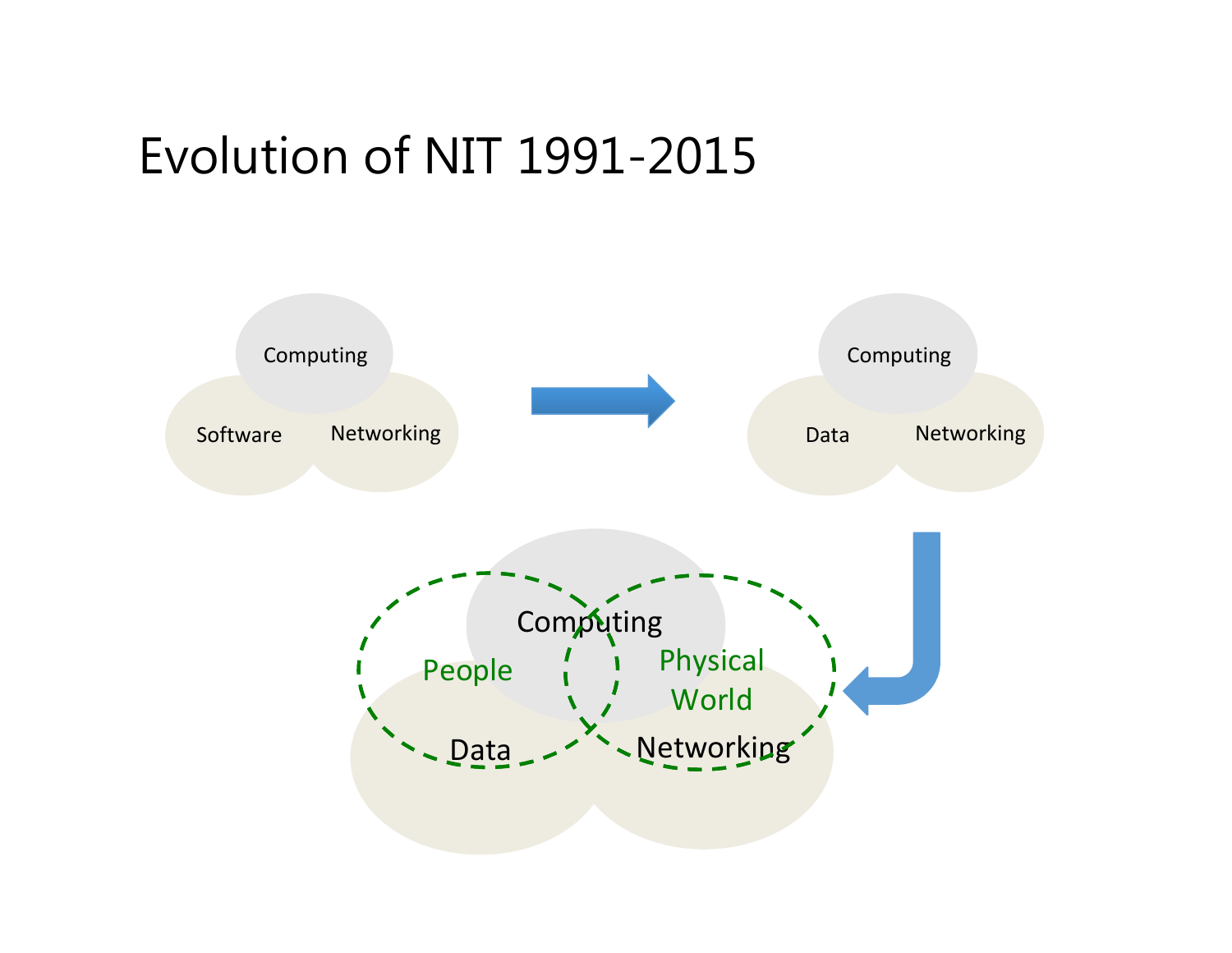# Evolution of NIT 1991-2015

Computing

Software

Networking

Computing

Data

Networking

Computing

People

Physical World

Data

Networking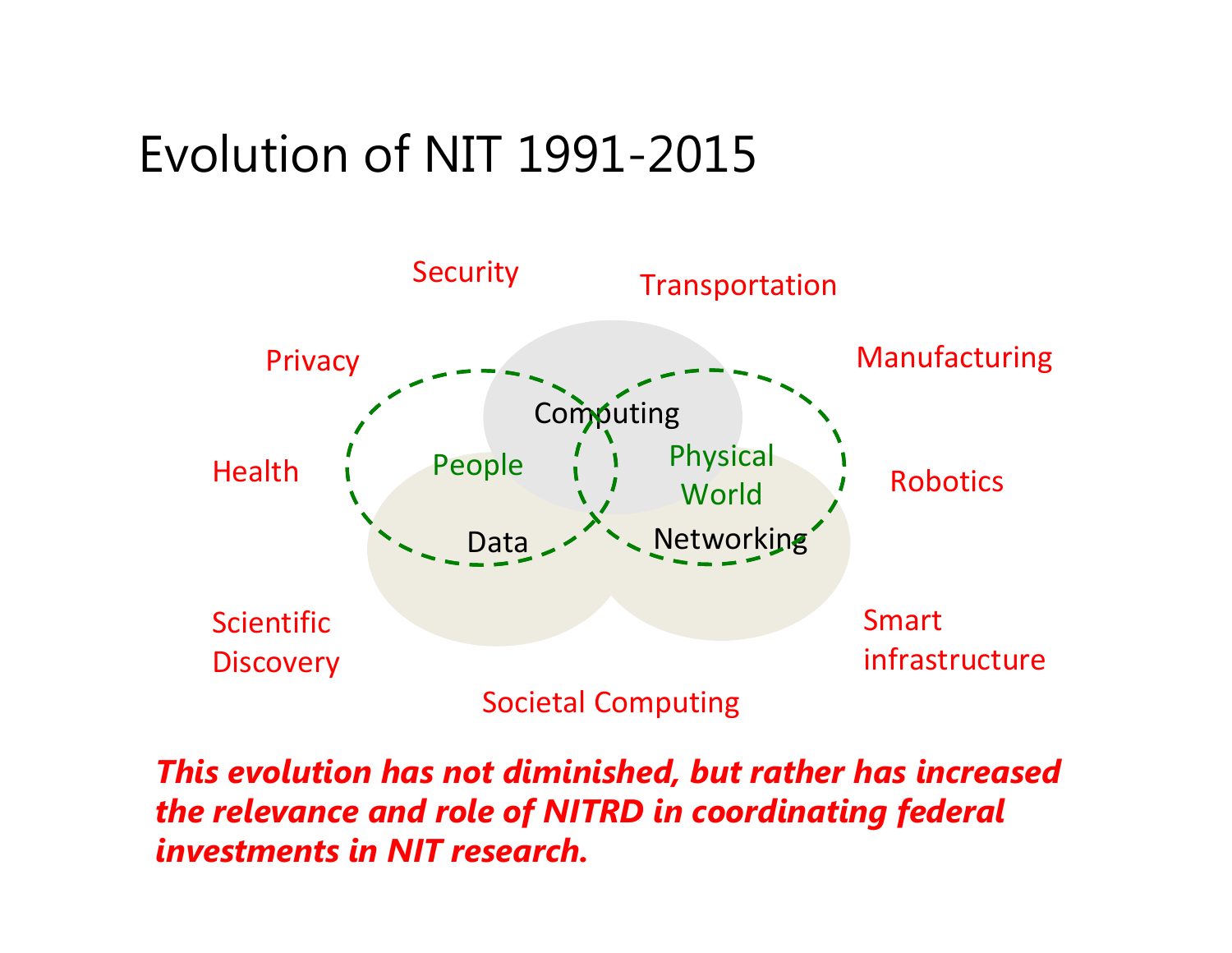# Evolution of NIT 1991-2015

Security

Transportation

Privacy

Manufacturing

Computing

Health

People

Physical World

Robotics

Data

Networking

Scientific Discovery

Smart infrastructure

Societal Computing

***This evolution has not diminished, but rather has increased the relevance and role of NITRD in coordinating federal investments in NIT research.***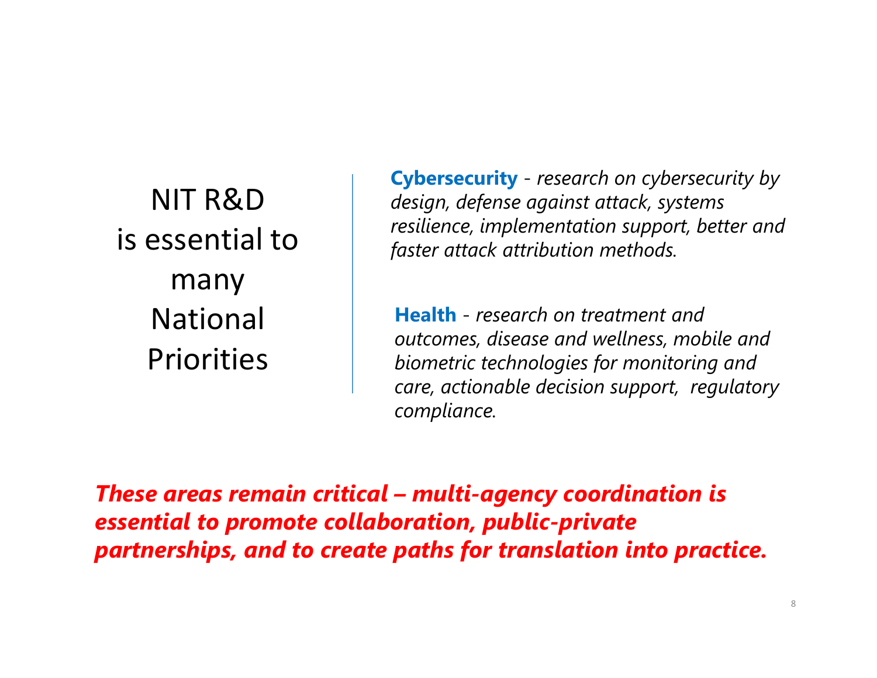# NIT R&D is essential to many National Priorities

**Cybersecurity** - *research on cybersecurity by design, defense against attack, systems resilience, implementation support, better and faster attack attribution methods.*

**Health** - *research on treatment and outcomes, disease and wellness, mobile and biometric technologies for monitoring and care, actionable decision support, regulatory compliance.*

***These areas remain critical – multi-agency coordination is essential to promote collaboration, public-private partnerships, and to create paths for translation into practice.***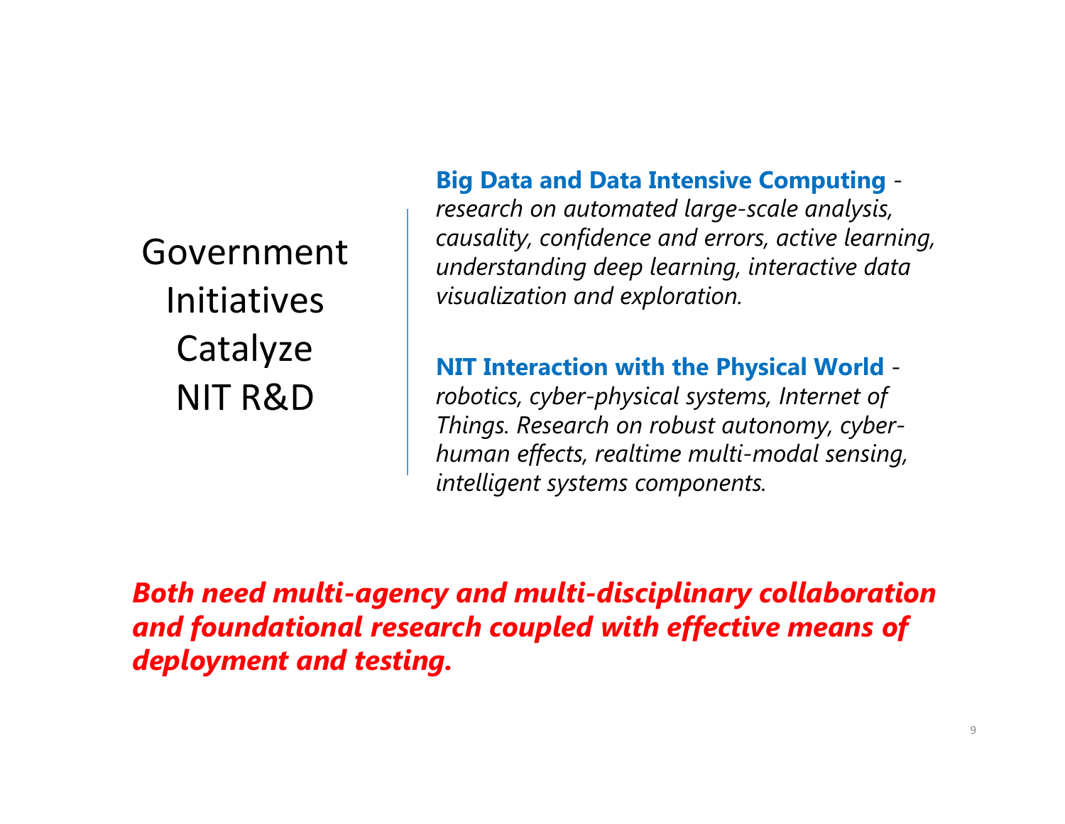# Government Initiatives Catalyze NIT R&D

**Big Data and Data Intensive Computing** - *research on automated large-scale analysis, causality, confidence and errors, active learning, understanding deep learning, interactive data visualization and exploration.*

**NIT Interaction with the Physical World** - *robotics, cyber-physical systems, Internet of Things. Research on robust autonomy, cyber-human effects, realtime multi-modal sensing, intelligent systems components.*

***Both need multi-agency and multi-disciplinary collaboration and foundational research coupled with effective means of deployment and testing.***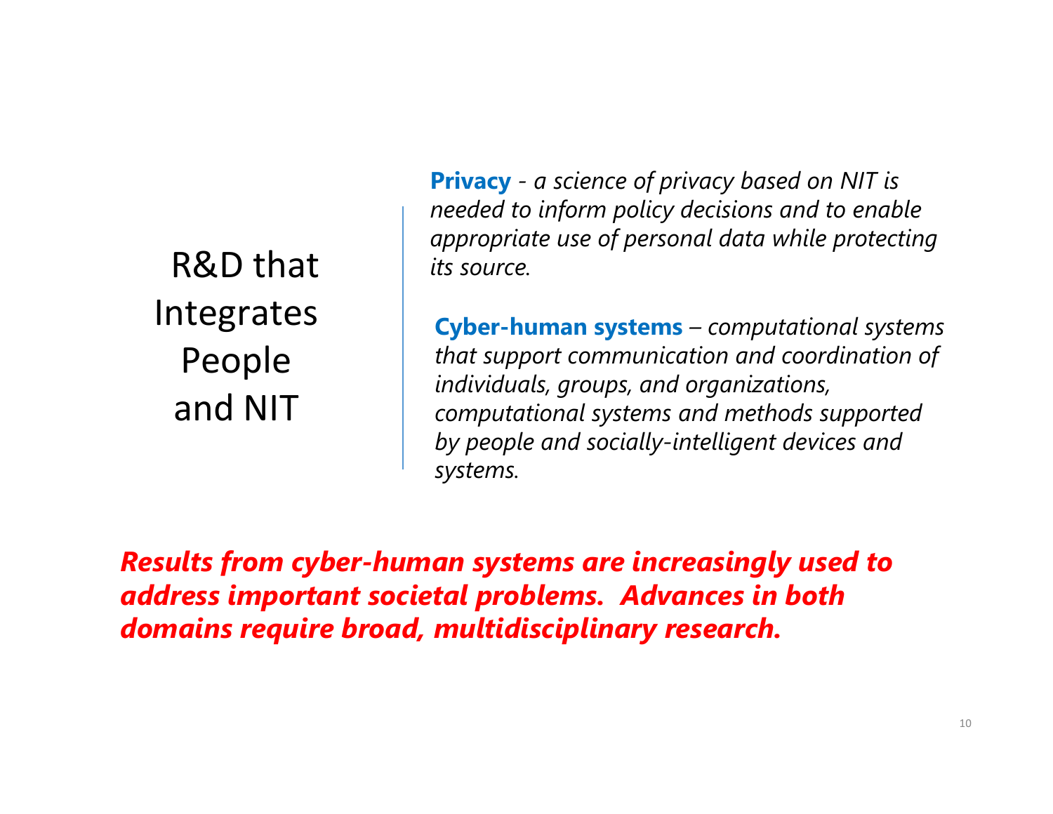# R&D that Integrates People and NIT

**Privacy** - *a science of privacy based on NIT is needed to inform policy decisions and to enable appropriate use of personal data while protecting its source.*

**Cyber-human systems** – *computational systems that support communication and coordination of individuals, groups, and organizations, computational systems and methods supported by people and socially-intelligent devices and systems.*

***Results from cyber-human systems are increasingly used to address important societal problems. Advances in both domains require broad, multidisciplinary research.***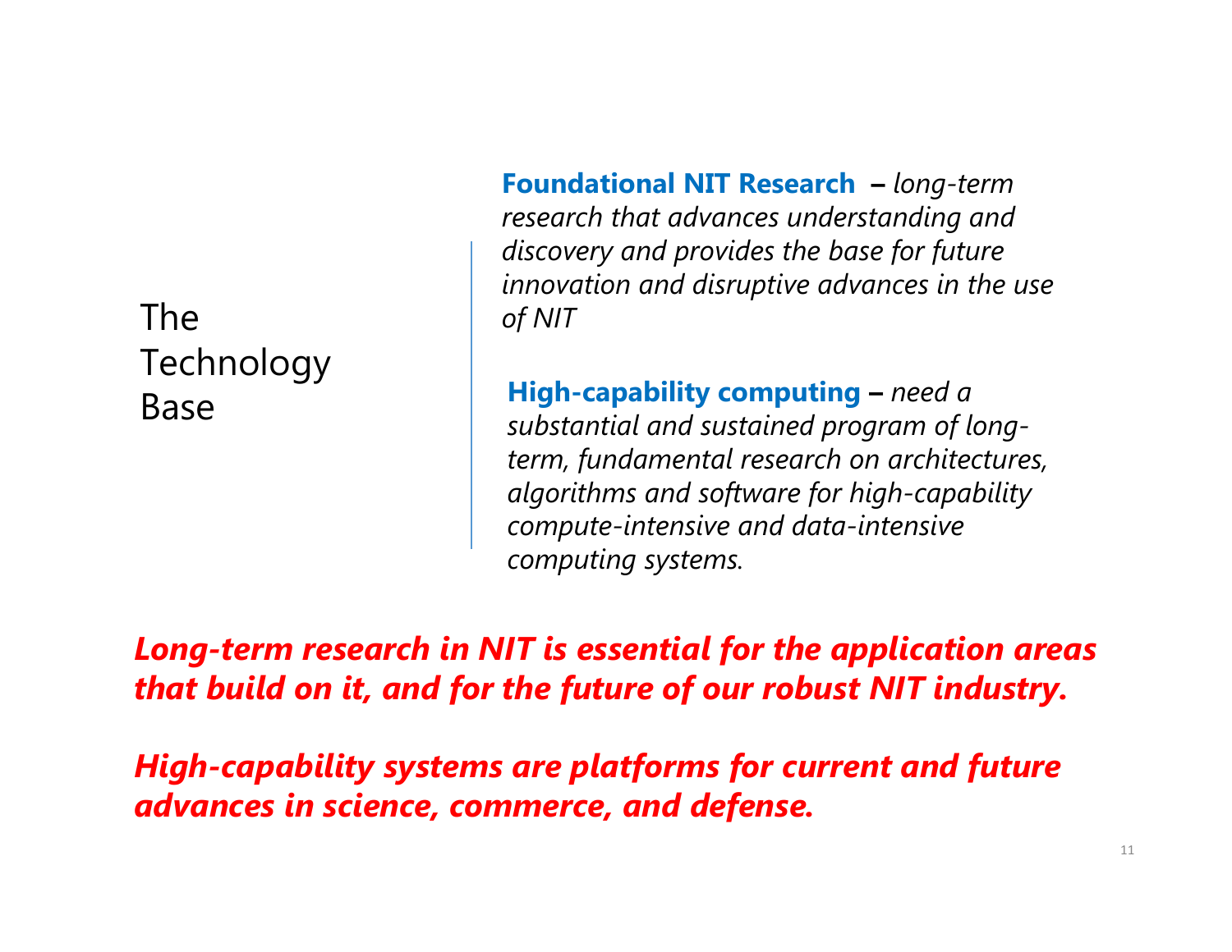# The Technology Base

**Foundational NIT Research** – *long-term research that advances understanding and discovery and provides the base for future innovation and disruptive advances in the use of NIT*

**High-capability computing** – *need a substantial and sustained program of long-term, fundamental research on architectures, algorithms and software for high-capability compute-intensive and data-intensive computing systems.*

***Long-term research in NIT is essential for the application areas that build on it, and for the future of our robust NIT industry.***

***High-capability systems are platforms for current and future advances in science, commerce, and defense.***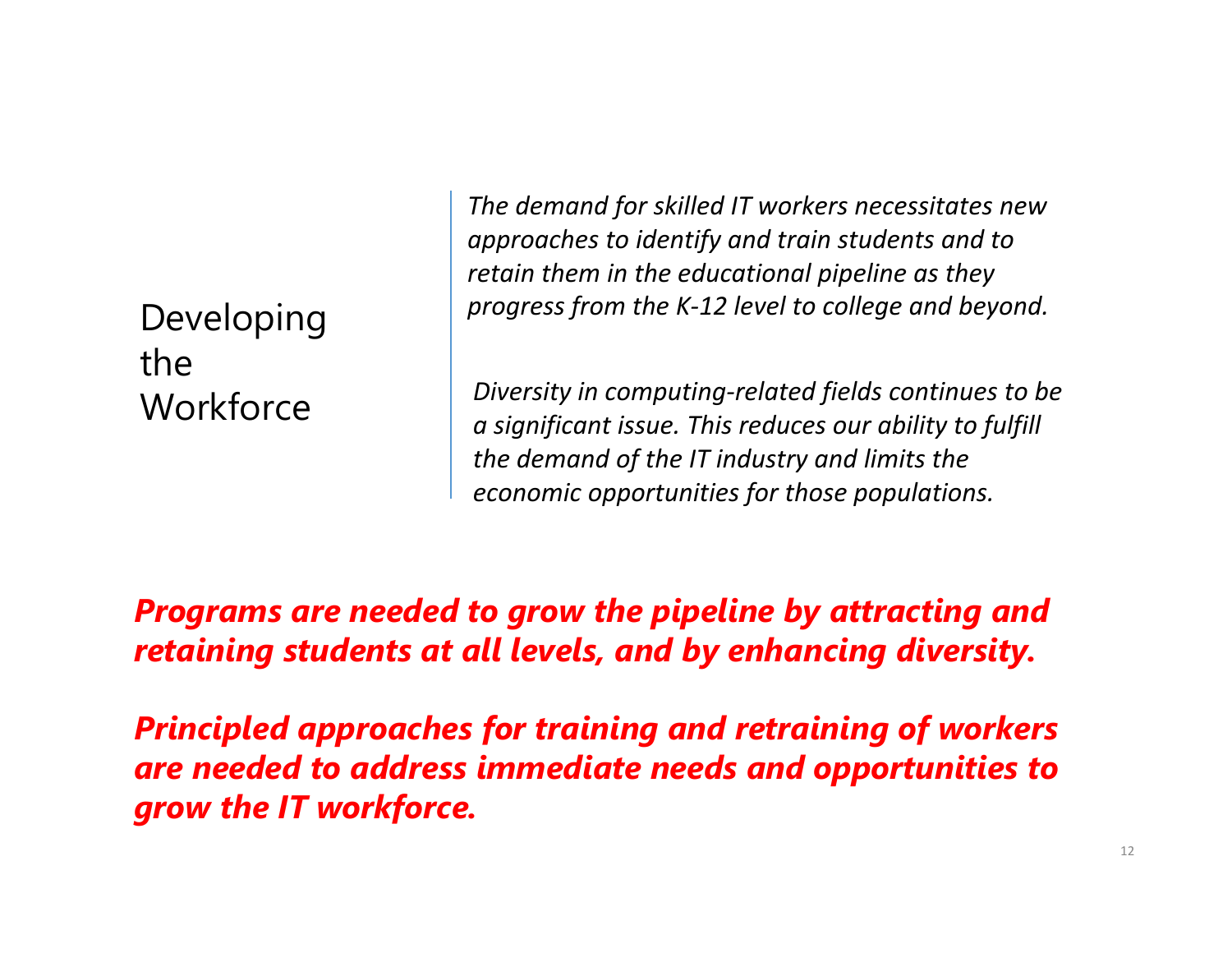## Developing the Workforce

*The demand for skilled IT workers necessitates new approaches to identify and train students and to retain them in the educational pipeline as they progress from the K-12 level to college and beyond.*

*Diversity in computing-related fields continues to be a significant issue. This reduces our ability to fulfill the demand of the IT industry and limits the economic opportunities for those populations.*

***Programs are needed to grow the pipeline by attracting and retaining students at all levels, and by enhancing diversity.***

***Principled approaches for training and retraining of workers are needed to address immediate needs and opportunities to grow the IT workforce.***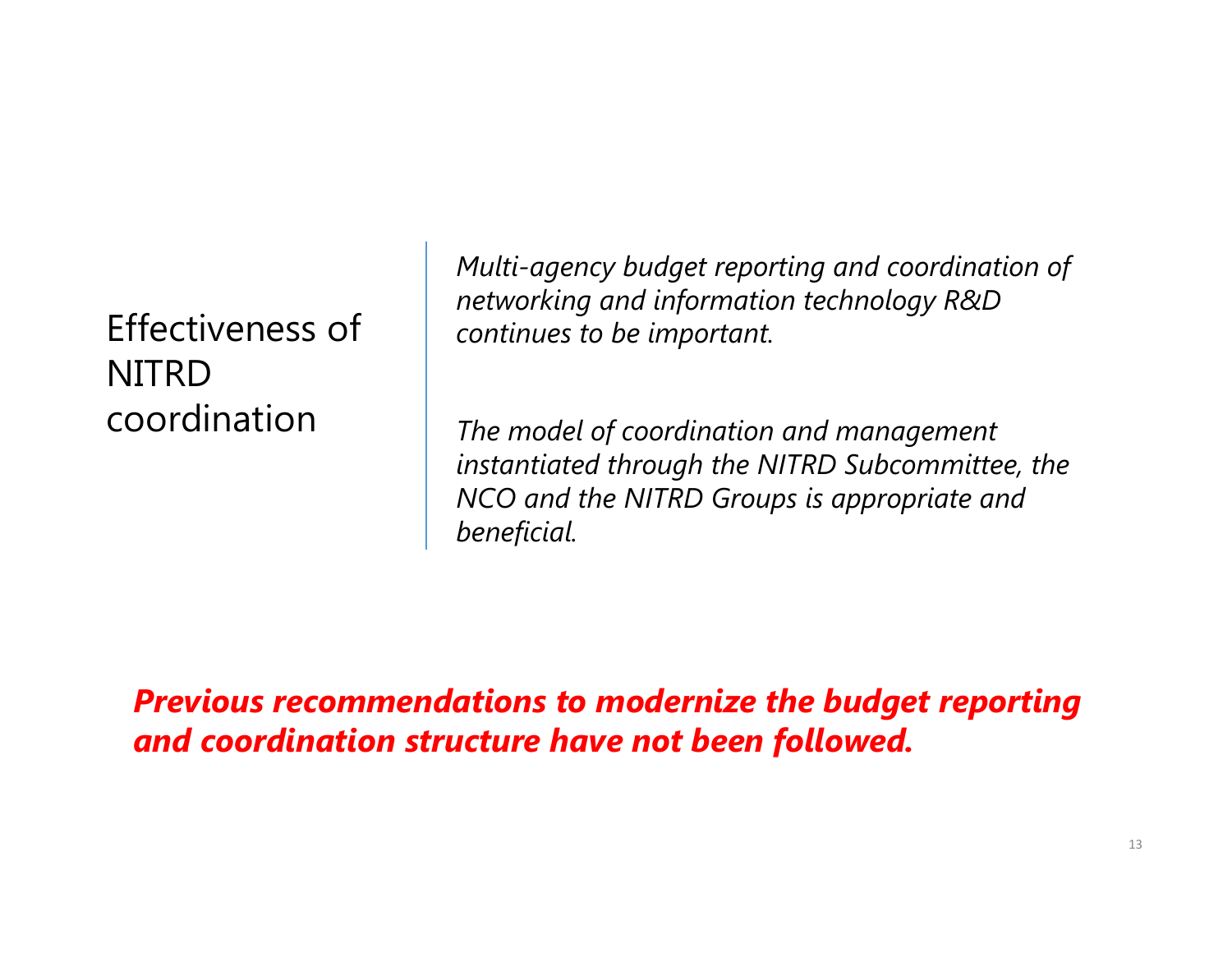## Effectiveness of NITRD coordination

*Multi-agency budget reporting and coordination of networking and information technology R&D continues to be important.*

*The model of coordination and management instantiated through the NITRD Subcommittee, the NCO and the NITRD Groups is appropriate and beneficial.*

***Previous recommendations to modernize the budget reporting and coordination structure have not been followed.***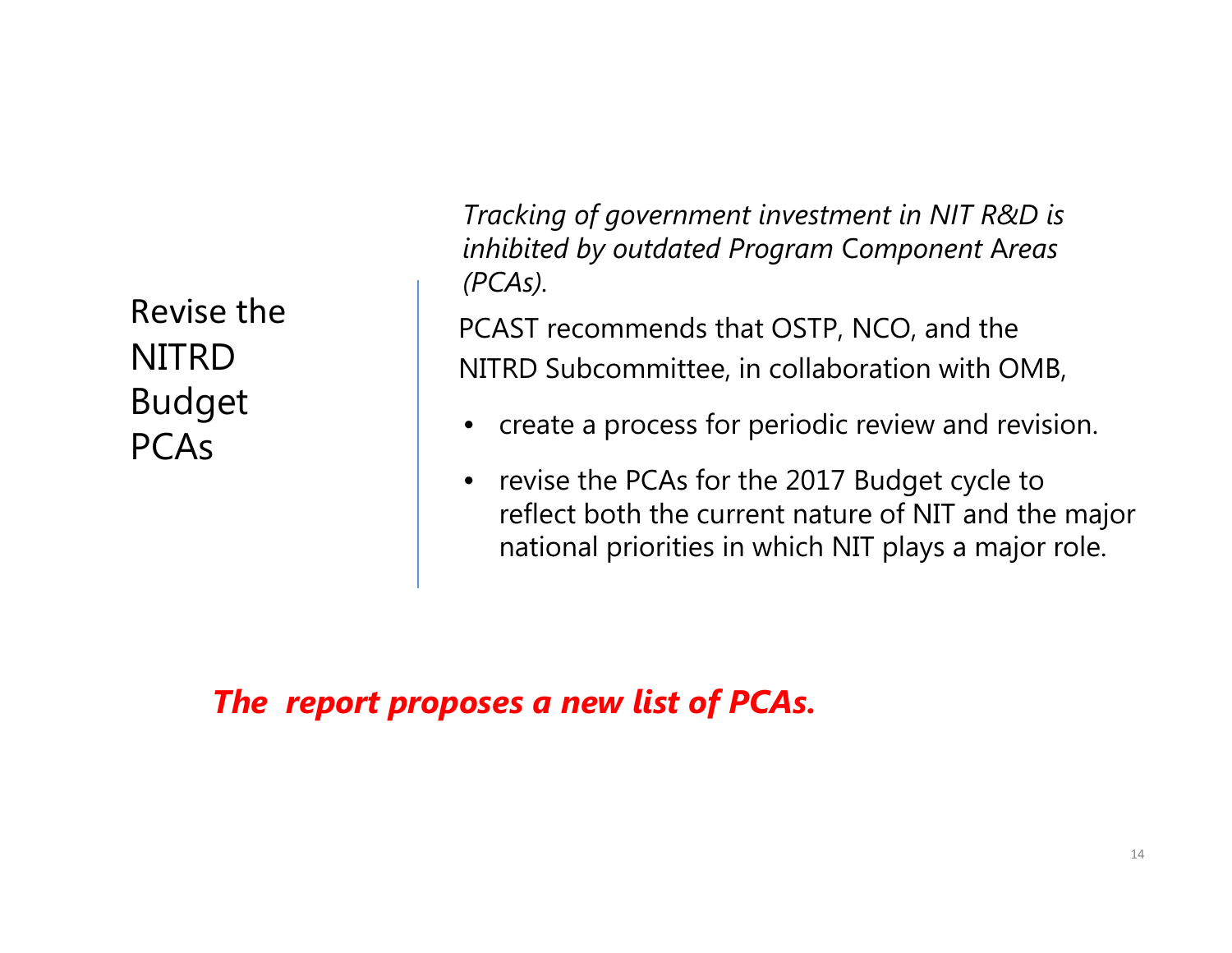## Revise the NITRD Budget PCAs

*Tracking of government investment in NIT R&D is inhibited by outdated Program Component Areas (PCAs).*

PCAST recommends that OSTP, NCO, and the NITRD Subcommittee, in collaboration with OMB,

- create a process for periodic review and revision.
- revise the PCAs for the 2017 Budget cycle to reflect both the current nature of NIT and the major national priorities in which NIT plays a major role.

***The report proposes a new list of PCAs.***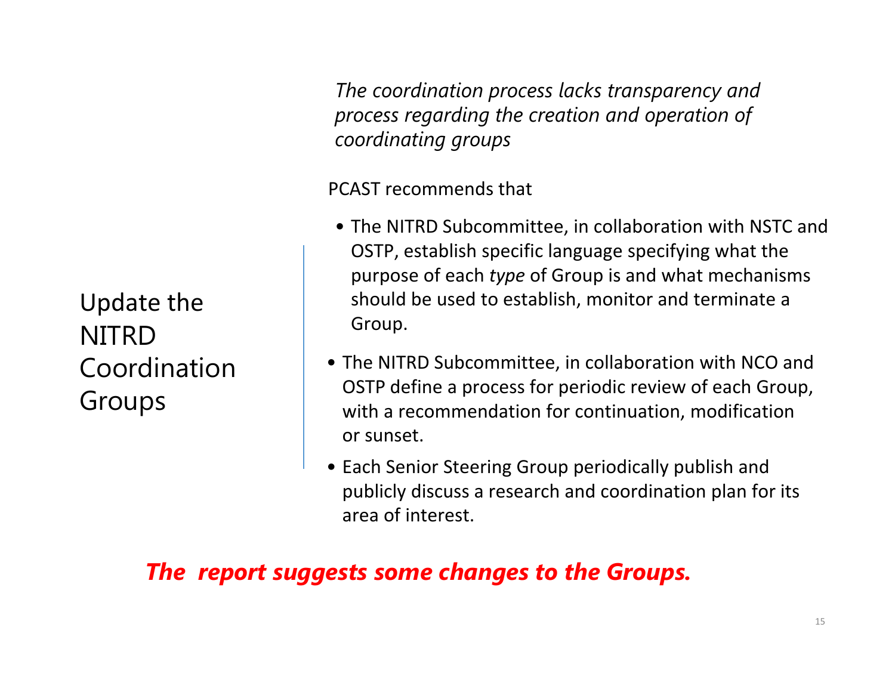# Update the NITRD Coordination Groups

*The coordination process lacks transparency and process regarding the creation and operation of coordinating groups*

PCAST recommends that

- The NITRD Subcommittee, in collaboration with NSTC and OSTP, establish specific language specifying what the purpose of each *type* of Group is and what mechanisms should be used to establish, monitor and terminate a Group.
- The NITRD Subcommittee, in collaboration with NCO and OSTP define a process for periodic review of each Group, with a recommendation for continuation, modification or sunset.
- Each Senior Steering Group periodically publish and publicly discuss a research and coordination plan for its area of interest.

***The report suggests some changes to the Groups.***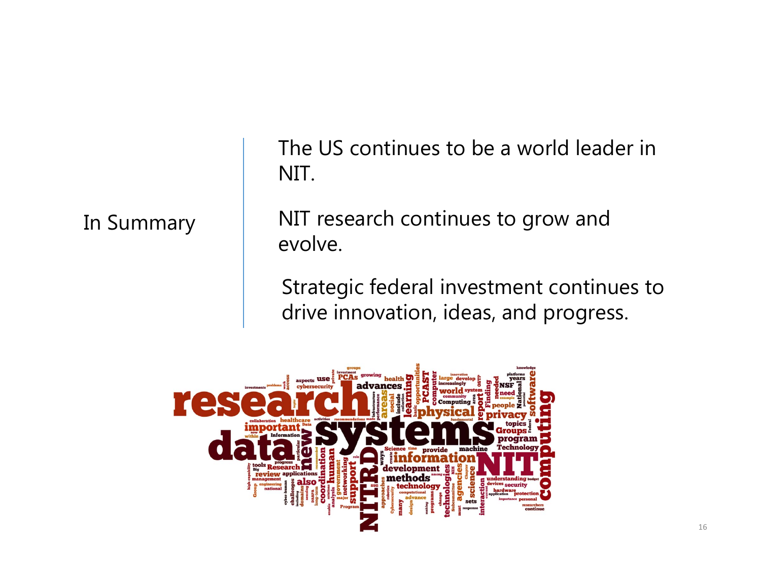In Summary

The US continues to be a world leader in NIT.

NIT research continues to grow and evolve.

Strategic federal investment continues to drive innovation, ideas, and progress.